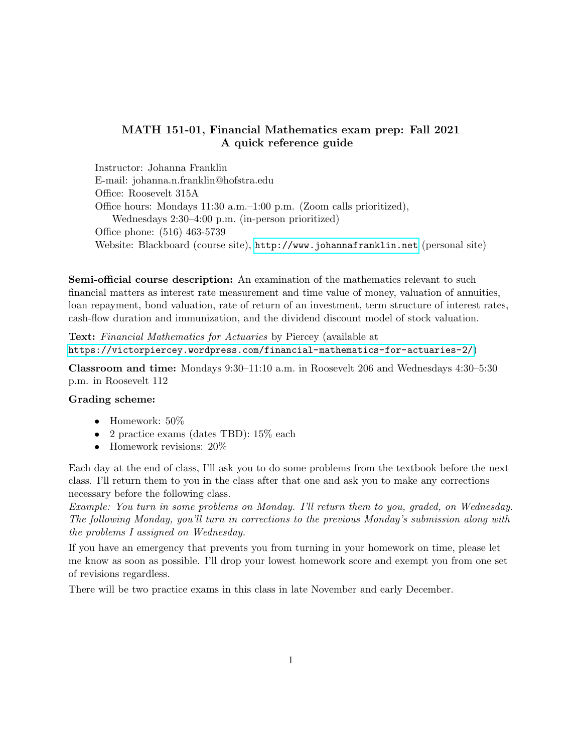# MATH 151-01, Financial Mathematics exam prep: Fall 2021
## A quick reference guide

Instructor: Johanna Franklin
E-mail: johanna.n.franklin@hofstra.edu
Office: Roosevelt 315A
Office hours: Mondays 11:30 a.m.–1:00 p.m. (Zoom calls prioritized),
Wednesdays 2:30–4:00 p.m. (in-person prioritized)
Office phone: (516) 463-5739
Website: Blackboard (course site), http://www.johannafranklin.net (personal site)

**Semi-official course description:** An examination of the mathematics relevant to such financial matters as interest rate measurement and time value of money, valuation of annuities, loan repayment, bond valuation, rate of return of an investment, term structure of interest rates, cash-flow duration and immunization, and the dividend discount model of stock valuation.

**Text:** *Financial Mathematics for Actuaries* by Piercey (available at https://victorpiercey.wordpress.com/financial-mathematics-for-actuaries-2/)

**Classroom and time:** Mondays 9:30–11:10 a.m. in Roosevelt 206 and Wednesdays 4:30–5:30 p.m. in Roosevelt 112

**Grading scheme:**

- Homework: 50%
- 2 practice exams (dates TBD): 15% each
- Homework revisions: 20%

Each day at the end of class, I'll ask you to do some problems from the textbook before the next class. I'll return them to you in the class after that one and ask you to make any corrections necessary before the following class.

*Example: You turn in some problems on Monday. I'll return them to you, graded, on Wednesday. The following Monday, you'll turn in corrections to the previous Monday's submission along with the problems I assigned on Wednesday.*

If you have an emergency that prevents you from turning in your homework on time, please let me know as soon as possible. I'll drop your lowest homework score and exempt you from one set of revisions regardless.

There will be two practice exams in this class in late November and early December.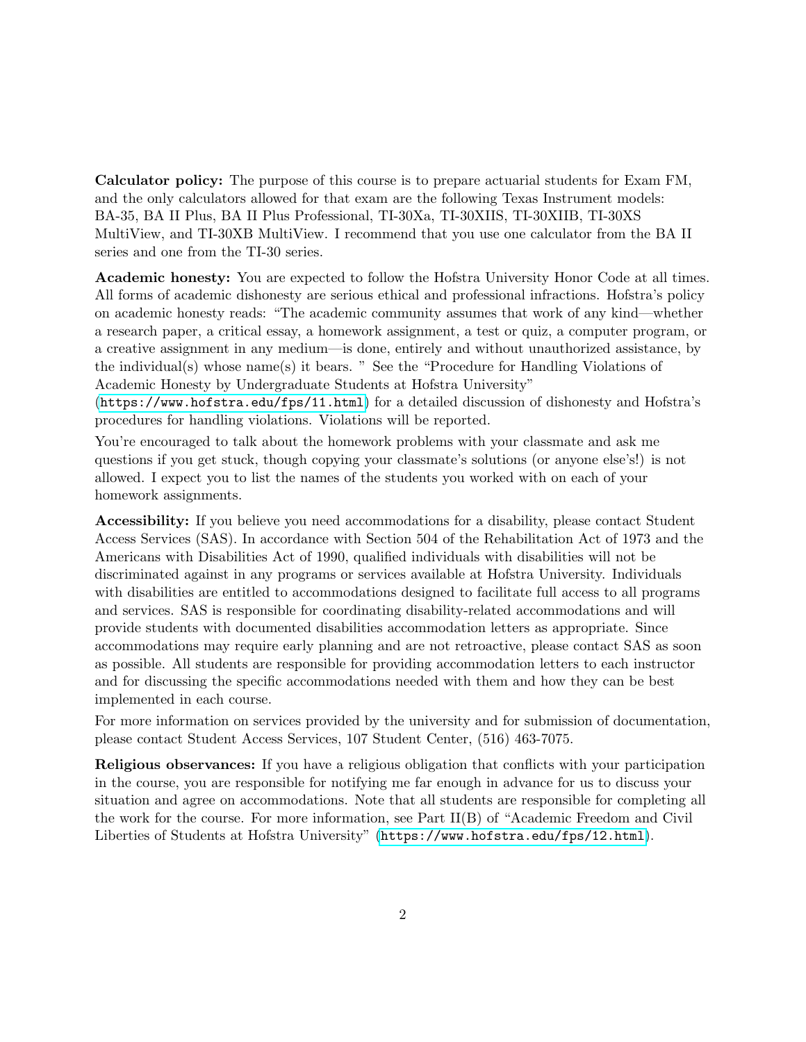**Calculator policy:** The purpose of this course is to prepare actuarial students for Exam FM, and the only calculators allowed for that exam are the following Texas Instrument models: BA-35, BA II Plus, BA II Plus Professional, TI-30Xa, TI-30XIIS, TI-30XIIB, TI-30XS MultiView, and TI-30XB MultiView. I recommend that you use one calculator from the BA II series and one from the TI-30 series.

**Academic honesty:** You are expected to follow the Hofstra University Honor Code at all times. All forms of academic dishonesty are serious ethical and professional infractions. Hofstra's policy on academic honesty reads: "The academic community assumes that work of any kind—whether a research paper, a critical essay, a homework assignment, a test or quiz, a computer program, or a creative assignment in any medium—is done, entirely and without unauthorized assistance, by the individual(s) whose name(s) it bears. " See the "Procedure for Handling Violations of Academic Honesty by Undergraduate Students at Hofstra University" (`https://www.hofstra.edu/fps/11.html`) for a detailed discussion of dishonesty and Hofstra's procedures for handling violations. Violations will be reported.

You're encouraged to talk about the homework problems with your classmate and ask me questions if you get stuck, though copying your classmate's solutions (or anyone else's!) is not allowed. I expect you to list the names of the students you worked with on each of your homework assignments.

**Accessibility:** If you believe you need accommodations for a disability, please contact Student Access Services (SAS). In accordance with Section 504 of the Rehabilitation Act of 1973 and the Americans with Disabilities Act of 1990, qualified individuals with disabilities will not be discriminated against in any programs or services available at Hofstra University. Individuals with disabilities are entitled to accommodations designed to facilitate full access to all programs and services. SAS is responsible for coordinating disability-related accommodations and will provide students with documented disabilities accommodation letters as appropriate. Since accommodations may require early planning and are not retroactive, please contact SAS as soon as possible. All students are responsible for providing accommodation letters to each instructor and for discussing the specific accommodations needed with them and how they can be best implemented in each course.

For more information on services provided by the university and for submission of documentation, please contact Student Access Services, 107 Student Center, (516) 463-7075.

**Religious observances:** If you have a religious obligation that conflicts with your participation in the course, you are responsible for notifying me far enough in advance for us to discuss your situation and agree on accommodations. Note that all students are responsible for completing all the work for the course. For more information, see Part II(B) of "Academic Freedom and Civil Liberties of Students at Hofstra University" (`https://www.hofstra.edu/fps/12.html`).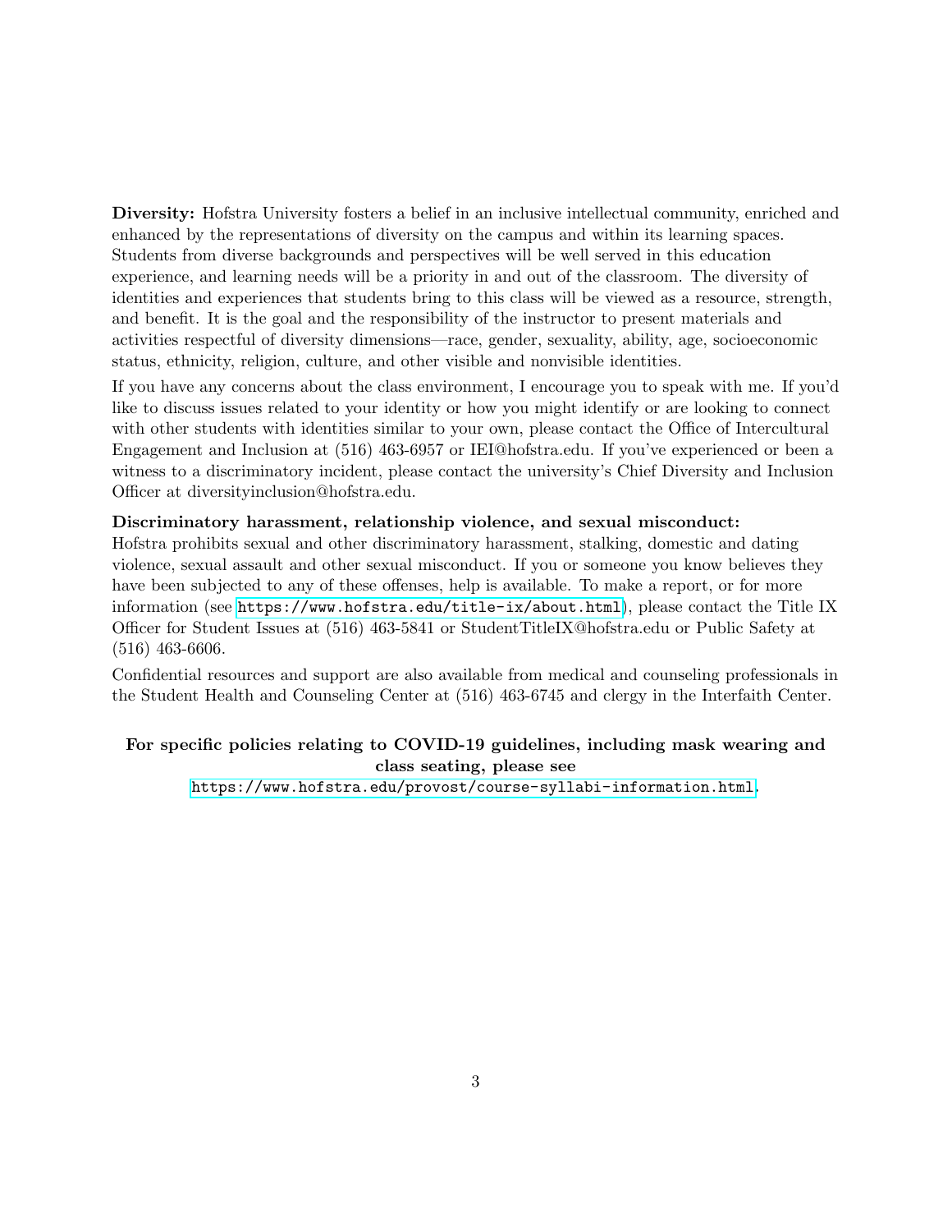**Diversity:** Hofstra University fosters a belief in an inclusive intellectual community, enriched and enhanced by the representations of diversity on the campus and within its learning spaces. Students from diverse backgrounds and perspectives will be well served in this education experience, and learning needs will be a priority in and out of the classroom. The diversity of identities and experiences that students bring to this class will be viewed as a resource, strength, and benefit. It is the goal and the responsibility of the instructor to present materials and activities respectful of diversity dimensions—race, gender, sexuality, ability, age, socioeconomic status, ethnicity, religion, culture, and other visible and nonvisible identities.

If you have any concerns about the class environment, I encourage you to speak with me. If you'd like to discuss issues related to your identity or how you might identify or are looking to connect with other students with identities similar to your own, please contact the Office of Intercultural Engagement and Inclusion at (516) 463-6957 or IEI@hofstra.edu. If you've experienced or been a witness to a discriminatory incident, please contact the university's Chief Diversity and Inclusion Officer at diversityinclusion@hofstra.edu.

**Discriminatory harassment, relationship violence, and sexual misconduct:**
Hofstra prohibits sexual and other discriminatory harassment, stalking, domestic and dating violence, sexual assault and other sexual misconduct. If you or someone you know believes they have been subjected to any of these offenses, help is available. To make a report, or for more information (see https://www.hofstra.edu/title-ix/about.html), please contact the Title IX Officer for Student Issues at (516) 463-5841 or StudentTitleIX@hofstra.edu or Public Safety at (516) 463-6606.

Confidential resources and support are also available from medical and counseling professionals in the Student Health and Counseling Center at (516) 463-6745 and clergy in the Interfaith Center.

**For specific policies relating to COVID-19 guidelines, including mask wearing and class seating, please see**
https://www.hofstra.edu/provost/course-syllabi-information.html.